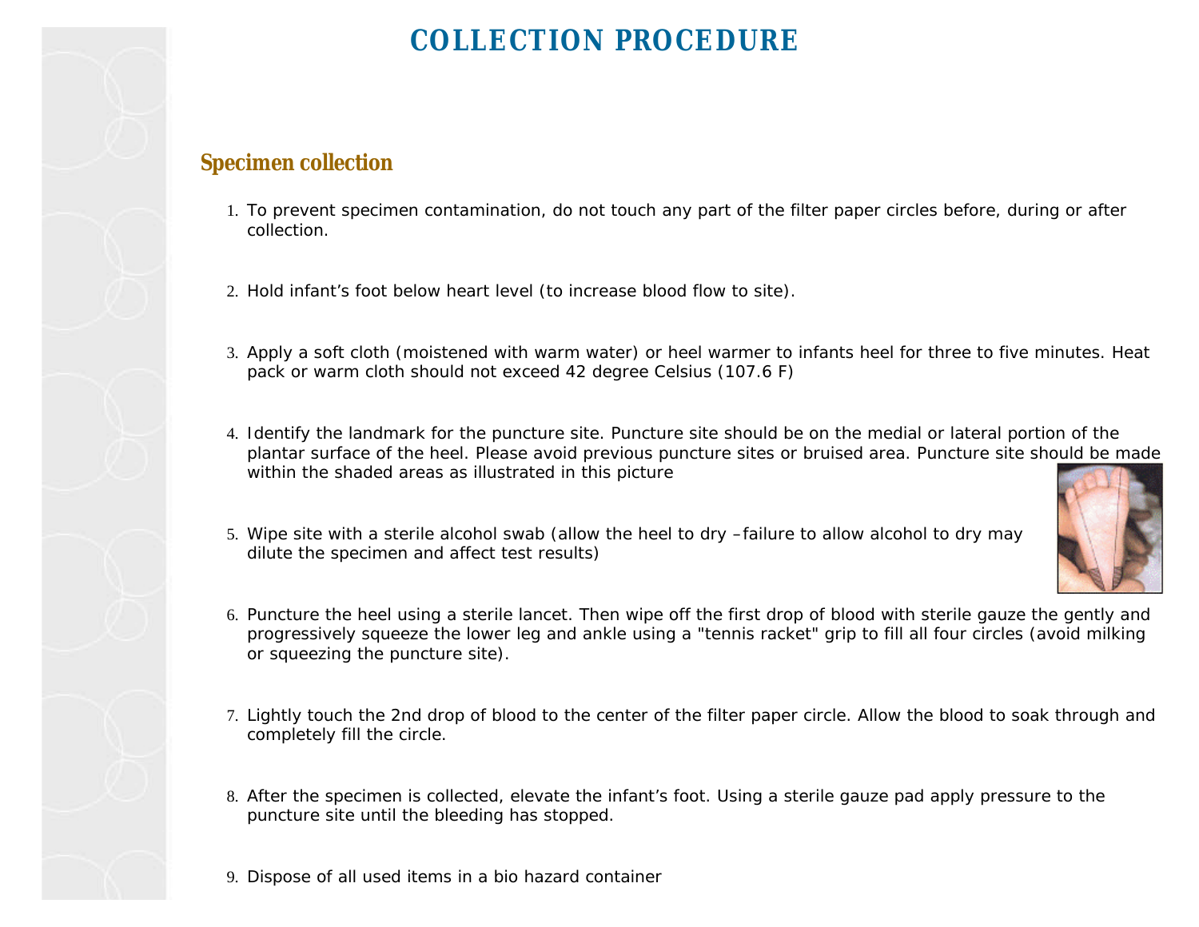# COLLECTION PROCEDURE

## Specimen collection

1. To prevent specimen contamination, do not touch any part of the filter paper circles before, during or after collection.

2. Hold infant's foot below heart level (to increase blood flow to site).

3. Apply a soft cloth (moistened with warm water) or heel warmer to infants heel for three to five minutes. Heat pack or warm cloth should not exceed 42 degree Celsius (107.6 F)

4. Identify the landmark for the puncture site. Puncture site should be on the medial or lateral portion of the plantar surface of the heel. Please avoid previous puncture sites or bruised area. Puncture site should be made within the shaded areas as illustrated in this picture

5. Wipe site with a sterile alcohol swab (allow the heel to dry –failure to allow alcohol to dry may dilute the specimen and affect test results)

6. Puncture the heel using a sterile lancet. Then wipe off the first drop of blood with sterile gauze the gently and progressively squeeze the lower leg and ankle using a "tennis racket" grip to fill all four circles (avoid milking or squeezing the puncture site).

7. Lightly touch the 2nd drop of blood to the center of the filter paper circle. Allow the blood to soak through and completely fill the circle.

8. After the specimen is collected, elevate the infant's foot. Using a sterile gauze pad apply pressure to the puncture site until the bleeding has stopped.

9. Dispose of all used items in a bio hazard container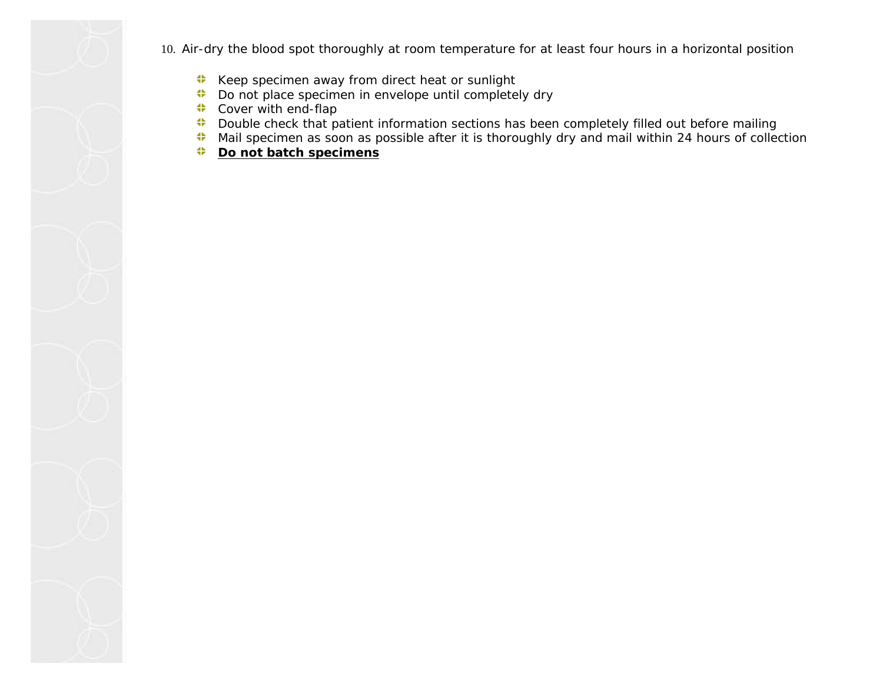10. Air-dry the blood spot thoroughly at room temperature for at least four hours in a horizontal position

- Keep specimen away from direct heat or sunlight
- Do not place specimen in envelope until completely dry
- Cover with end-flap
- Double check that patient information sections has been completely filled out before mailing
- Mail specimen as soon as possible after it is thoroughly dry and mail within 24 hours of collection
- **<u>Do not batch specimens</u>**